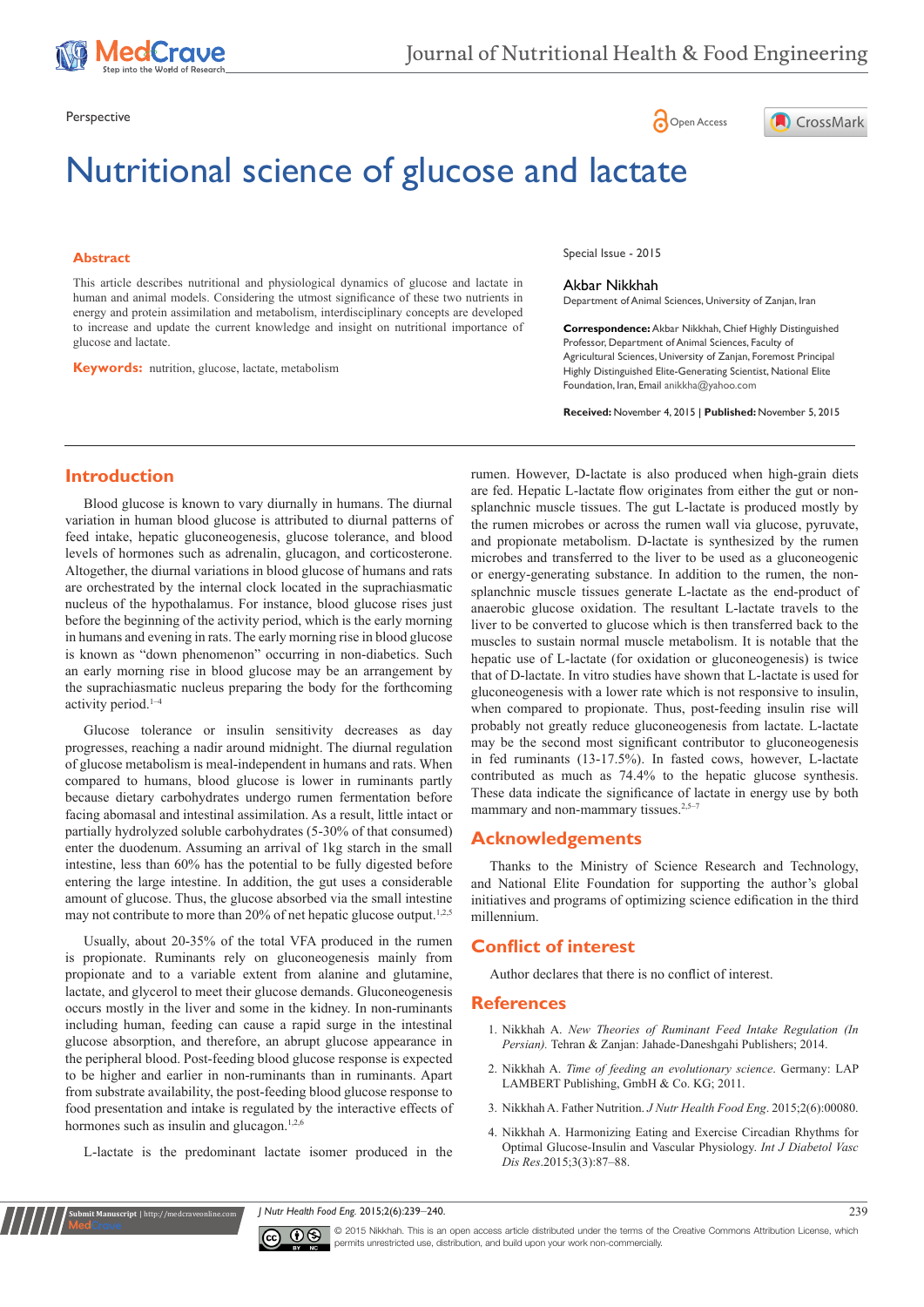Perspective

# Nutritional science of glucose and lactate

## Abstract

This article describes nutritional and physiological dynamics of glucose and lactate in human and animal models. Considering the utmost significance of these two nutrients in energy and protein assimilation and metabolism, interdisciplinary concepts are developed to increase and update the current knowledge and insight on nutritional importance of glucose and lactate.

**Keywords:** nutrition, glucose, lactate, metabolism

Special Issue - 2015

Akbar Nikkhah

Department of Animal Sciences, University of Zanjan, Iran

**Correspondence:** Akbar Nikkhah, Chief Highly Distinguished Professor, Department of Animal Sciences, Faculty of Agricultural Sciences, University of Zanjan, Foremost Principal Highly Distinguished Elite-Generating Scientist, National Elite Foundation, Iran, Email anikkha@yahoo.com

**Received:** November 4, 2015 | **Published:** November 5, 2015

## Introduction

Blood glucose is known to vary diurnally in humans. The diurnal variation in human blood glucose is attributed to diurnal patterns of feed intake, hepatic gluconeogenesis, glucose tolerance, and blood levels of hormones such as adrenalin, glucagon, and corticosterone. Altogether, the diurnal variations in blood glucose of humans and rats are orchestrated by the internal clock located in the suprachiasmatic nucleus of the hypothalamus. For instance, blood glucose rises just before the beginning of the activity period, which is the early morning in humans and evening in rats. The early morning rise in blood glucose is known as "down phenomenon" occurring in non-diabetics. Such an early morning rise in blood glucose may be an arrangement by the suprachiasmatic nucleus preparing the body for the forthcoming activity period.[1–4]

Glucose tolerance or insulin sensitivity decreases as day progresses, reaching a nadir around midnight. The diurnal regulation of glucose metabolism is meal-independent in humans and rats. When compared to humans, blood glucose is lower in ruminants partly because dietary carbohydrates undergo rumen fermentation before facing abomasal and intestinal assimilation. As a result, little intact or partially hydrolyzed soluble carbohydrates (5-30% of that consumed) enter the duodenum. Assuming an arrival of 1kg starch in the small intestine, less than 60% has the potential to be fully digested before entering the large intestine. In addition, the gut uses a considerable amount of glucose. Thus, the glucose absorbed via the small intestine may not contribute to more than 20% of net hepatic glucose output.[1,2,5]

Usually, about 20-35% of the total VFA produced in the rumen is propionate. Ruminants rely on gluconeogenesis mainly from propionate and to a variable extent from alanine and glutamine, lactate, and glycerol to meet their glucose demands. Gluconeogenesis occurs mostly in the liver and some in the kidney. In non-ruminants including human, feeding can cause a rapid surge in the intestinal glucose absorption, and therefore, an abrupt glucose appearance in the peripheral blood. Post-feeding blood glucose response is expected to be higher and earlier in non-ruminants than in ruminants. Apart from substrate availability, the post-feeding blood glucose response to food presentation and intake is regulated by the interactive effects of hormones such as insulin and glucagon.[1,2,6]

L-lactate is the predominant lactate isomer produced in the rumen. However, D-lactate is also produced when high-grain diets are fed. Hepatic L-lactate flow originates from either the gut or non-splanchnic muscle tissues. The gut L-lactate is produced mostly by the rumen microbes or across the rumen wall via glucose, pyruvate, and propionate metabolism. D-lactate is synthesized by the rumen microbes and transferred to the liver to be used as a gluconeogenic or energy-generating substance. In addition to the rumen, the non-splanchnic muscle tissues generate L-lactate as the end-product of anaerobic glucose oxidation. The resultant L-lactate travels to the liver to be converted to glucose which is then transferred back to the muscles to sustain normal muscle metabolism. It is notable that the hepatic use of L-lactate (for oxidation or gluconeogenesis) is twice that of D-lactate. In vitro studies have shown that L-lactate is used for gluconeogenesis with a lower rate which is not responsive to insulin, when compared to propionate. Thus, post-feeding insulin rise will probably not greatly reduce gluconeogenesis from lactate. L-lactate may be the second most significant contributor to gluconeogenesis in fed ruminants (13-17.5%). In fasted cows, however, L-lactate contributed as much as 74.4% to the hepatic glucose synthesis. These data indicate the significance of lactate in energy use by both mammary and non-mammary tissues.[2,5–7]

## Acknowledgements

Thanks to the Ministry of Science Research and Technology, and National Elite Foundation for supporting the author's global initiatives and programs of optimizing science edification in the third millennium.

## Conflict of interest

Author declares that there is no conflict of interest.

## References

1. Nikkhah A. *New Theories of Ruminant Feed Intake Regulation (In Persian)*. Tehran & Zanjan: Jahade-Daneshgahi Publishers; 2014.
2. Nikkhah A. *Time of feeding an evolutionary science*. Germany: LAP LAMBERT Publishing, GmbH & Co. KG; 2011.
3. Nikkhah A. Father Nutrition. *J Nutr Health Food Eng*. 2015;2(6):00080.
4. Nikkhah A. Harmonizing Eating and Exercise Circadian Rhythms for Optimal Glucose-Insulin and Vascular Physiology. *Int J Diabetol Vasc Dis Res*. 2015;3(3):87–88.

© 2015 Nikkhah. This is an open access article distributed under the terms of the Creative Commons Attribution License, which permits unrestricted use, distribution, and build upon your work non-commercially.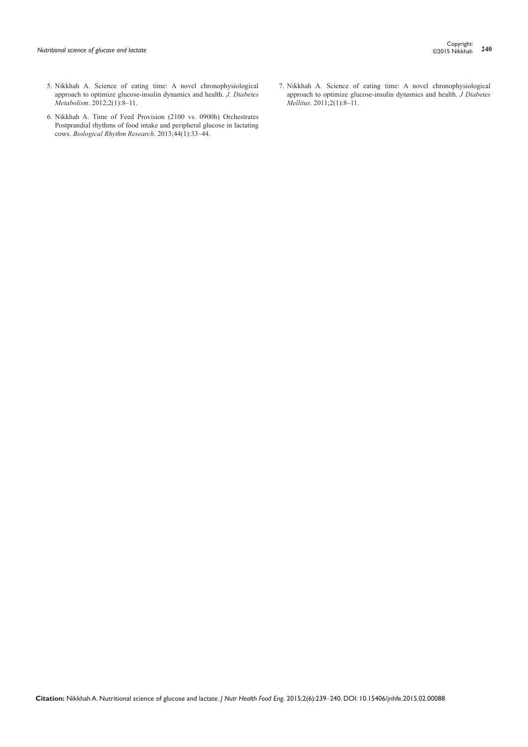5. Nikkhah A. Science of eating time: A novel chronophysiological approach to optimize glucose-insulin dynamics and health. *J. Diabetes Metabolism*. 2012;2(1):8–11.
6. Nikkhah A. Time of Feed Provision (2100 vs. 0900h) Orchestrates Postprandial rhythms of food intake and peripheral glucose in lactating cows. *Biological Rhythm Research*. 2013;44(1):33–44.
7. Nikkhah A. Science of eating time: A novel chronophysiological approach to optimize glucose-insulin dynamics and health. *J Diabetes Mellitus*. 2011;2(1):8–11.